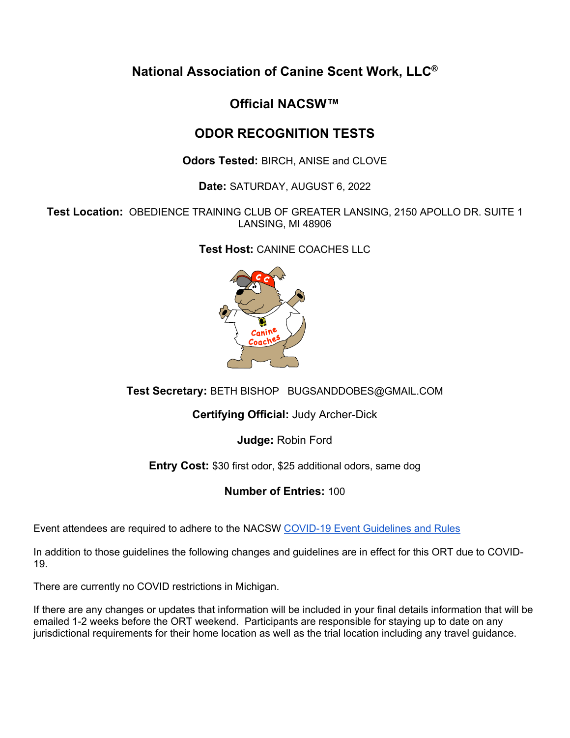# National Association of Canine Scent Work, LLC®

## Official NACSW™

## ODOR RECOGNITION TESTS

**Odors Tested:** BIRCH, ANISE and CLOVE

**Date:** SATURDAY, AUGUST 6, 2022

**Test Location:** OBEDIENCE TRAINING CLUB OF GREATER LANSING, 2150 APOLLO DR. SUITE 1 LANSING, MI 48906

**Test Host:** CANINE COACHES LLC

**Test Secretary:** BETH BISHOP BUGSANDDOBES@GMAIL.COM

**Certifying Official:** Judy Archer-Dick

**Judge:** Robin Ford

**Entry Cost:** $30 first odor, $25 additional odors, same dog

**Number of Entries:** 100

Event attendees are required to adhere to the NACSW COVID-19 Event Guidelines and Rules

In addition to those guidelines the following changes and guidelines are in effect for this ORT due to COVID-19.

There are currently no COVID restrictions in Michigan.

If there are any changes or updates that information will be included in your final details information that will be emailed 1-2 weeks before the ORT weekend. Participants are responsible for staying up to date on any jurisdictional requirements for their home location as well as the trial location including any travel guidance.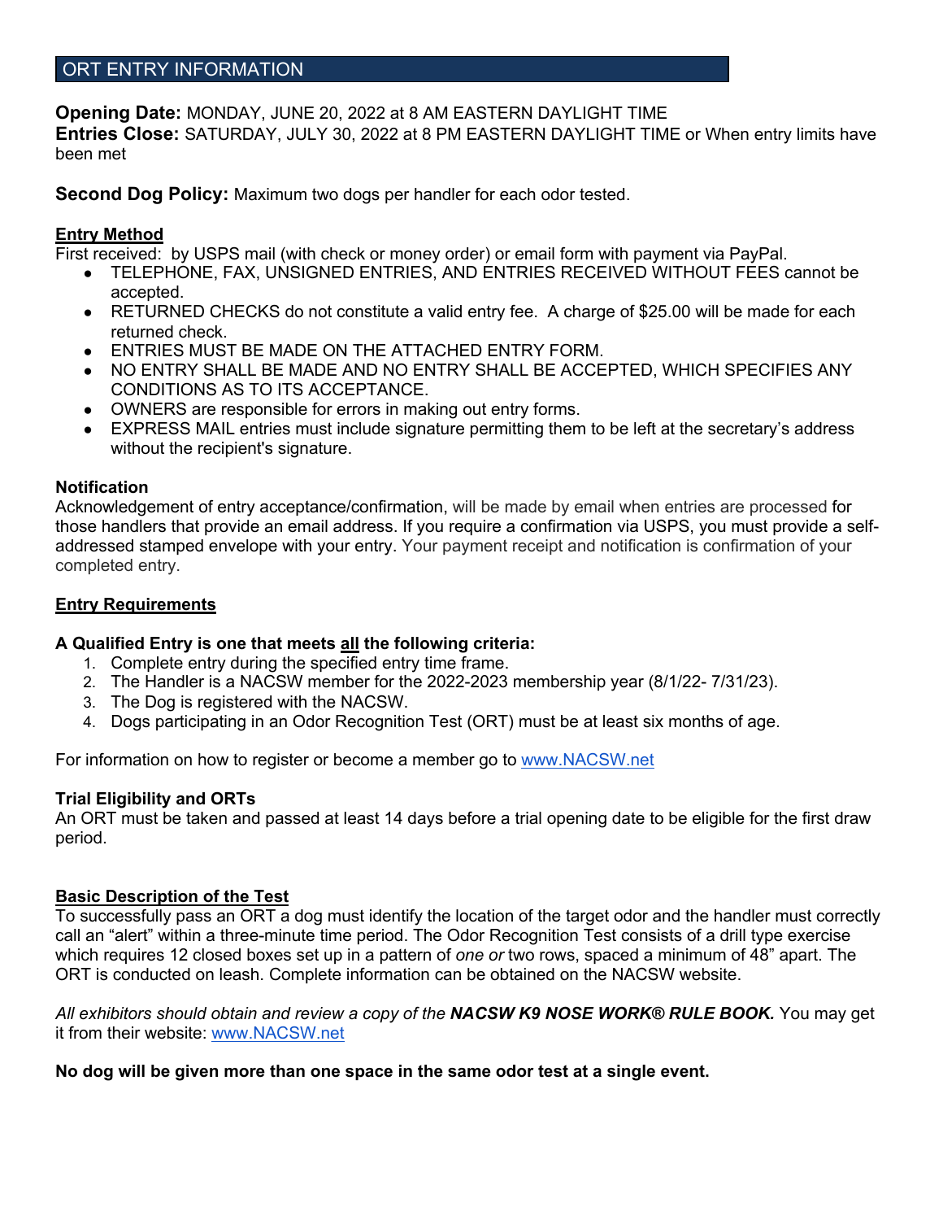## ORT ENTRY INFORMATION

**Opening Date:** MONDAY, JUNE 20, 2022 at 8 AM EASTERN DAYLIGHT TIME
**Entries Close:** SATURDAY, JULY 30, 2022 at 8 PM EASTERN DAYLIGHT TIME or When entry limits have been met

**Second Dog Policy:** Maximum two dogs per handler for each odor tested.

**<u>Entry Method</u>**
First received: by USPS mail (with check or money order) or email form with payment via PayPal.

- TELEPHONE, FAX, UNSIGNED ENTRIES, AND ENTRIES RECEIVED WITHOUT FEES cannot be accepted.
- RETURNED CHECKS do not constitute a valid entry fee. A charge of $25.00 will be made for each returned check.
- ENTRIES MUST BE MADE ON THE ATTACHED ENTRY FORM.
- NO ENTRY SHALL BE MADE AND NO ENTRY SHALL BE ACCEPTED, WHICH SPECIFIES ANY CONDITIONS AS TO ITS ACCEPTANCE.
- OWNERS are responsible for errors in making out entry forms.
- EXPRESS MAIL entries must include signature permitting them to be left at the secretary's address without the recipient's signature.

**Notification**
Acknowledgement of entry acceptance/confirmation, will be made by email when entries are processed for those handlers that provide an email address. If you require a confirmation via USPS, you must provide a self-addressed stamped envelope with your entry. Your payment receipt and notification is confirmation of your completed entry.

**<u>Entry Requirements</u>**

**A Qualified Entry is one that meets <u>all</u> the following criteria:**

1. Complete entry during the specified entry time frame.
2. The Handler is a NACSW member for the 2022-2023 membership year (8/1/22- 7/31/23).
3. The Dog is registered with the NACSW.
4. Dogs participating in an Odor Recognition Test (ORT) must be at least six months of age.

For information on how to register or become a member go to www.NACSW.net

**Trial Eligibility and ORTs**
An ORT must be taken and passed at least 14 days before a trial opening date to be eligible for the first draw period.

**<u>Basic Description of the Test</u>**
To successfully pass an ORT a dog must identify the location of the target odor and the handler must correctly call an "alert" within a three-minute time period. The Odor Recognition Test consists of a drill type exercise which requires 12 closed boxes set up in a pattern of *one or* two rows, spaced a minimum of 48" apart. The ORT is conducted on leash. Complete information can be obtained on the NACSW website.

*All exhibitors should obtain and review a copy of the* ***NACSW K9 NOSE WORK® RULE BOOK.*** You may get it from their website: www.NACSW.net

**No dog will be given more than one space in the same odor test at a single event.**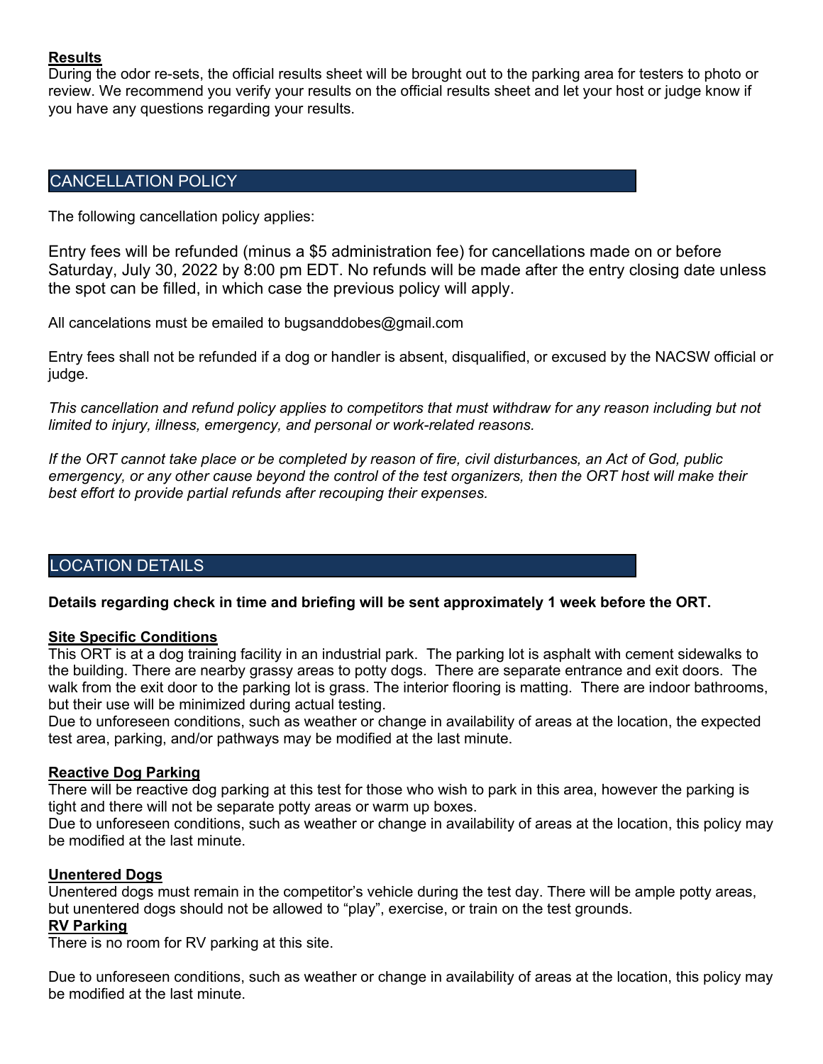### Results

During the odor re-sets, the official results sheet will be brought out to the parking area for testers to photo or review. We recommend you verify your results on the official results sheet and let your host or judge know if you have any questions regarding your results.

## CANCELLATION POLICY

The following cancellation policy applies:

Entry fees will be refunded (minus a $5 administration fee) for cancellations made on or before Saturday, July 30, 2022 by 8:00 pm EDT. No refunds will be made after the entry closing date unless the spot can be filled, in which case the previous policy will apply.

All cancelations must be emailed to bugsanddobes@gmail.com

Entry fees shall not be refunded if a dog or handler is absent, disqualified, or excused by the NACSW official or judge.

*This cancellation and refund policy applies to competitors that must withdraw for any reason including but not limited to injury, illness, emergency, and personal or work-related reasons.*

*If the ORT cannot take place or be completed by reason of fire, civil disturbances, an Act of God, public emergency, or any other cause beyond the control of the test organizers, then the ORT host will make their best effort to provide partial refunds after recouping their expenses.*

## LOCATION DETAILS

**Details regarding check in time and briefing will be sent approximately 1 week before the ORT.**

### Site Specific Conditions

This ORT is at a dog training facility in an industrial park. The parking lot is asphalt with cement sidewalks to the building. There are nearby grassy areas to potty dogs. There are separate entrance and exit doors. The walk from the exit door to the parking lot is grass. The interior flooring is matting. There are indoor bathrooms, but their use will be minimized during actual testing.

Due to unforeseen conditions, such as weather or change in availability of areas at the location, the expected test area, parking, and/or pathways may be modified at the last minute.

### Reactive Dog Parking

There will be reactive dog parking at this test for those who wish to park in this area, however the parking is tight and there will not be separate potty areas or warm up boxes.

Due to unforeseen conditions, such as weather or change in availability of areas at the location, this policy may be modified at the last minute.

### Unentered Dogs

Unentered dogs must remain in the competitor's vehicle during the test day. There will be ample potty areas, but unentered dogs should not be allowed to "play", exercise, or train on the test grounds.

### RV Parking

There is no room for RV parking at this site.

Due to unforeseen conditions, such as weather or change in availability of areas at the location, this policy may be modified at the last minute.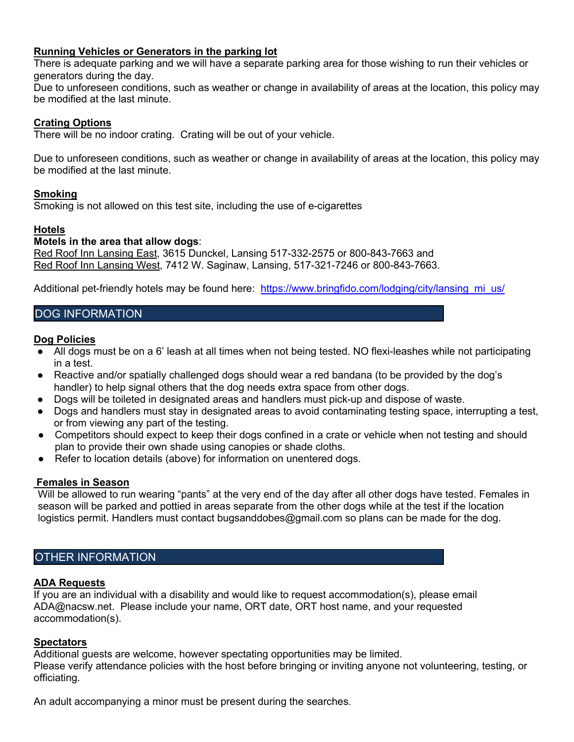#### Running Vehicles or Generators in the parking lot

There is adequate parking and we will have a separate parking area for those wishing to run their vehicles or generators during the day.
Due to unforeseen conditions, such as weather or change in availability of areas at the location, this policy may be modified at the last minute.

#### Crating Options

There will be no indoor crating. Crating will be out of your vehicle.

Due to unforeseen conditions, such as weather or change in availability of areas at the location, this policy may be modified at the last minute.

#### Smoking

Smoking is not allowed on this test site, including the use of e-cigarettes

#### Hotels

**Motels in the area that allow dogs**:
Red Roof Inn Lansing East, 3615 Dunckel, Lansing 517-332-2575 or 800-843-7663 and
Red Roof Inn Lansing West, 7412 W. Saginaw, Lansing, 517-321-7246 or 800-843-7663.

Additional pet-friendly hotels may be found here: https://www.bringfido.com/lodging/city/lansing_mi_us/

## DOG INFORMATION

#### Dog Policies

- All dogs must be on a 6' leash at all times when not being tested. NO flexi-leashes while not participating in a test.
- Reactive and/or spatially challenged dogs should wear a red bandana (to be provided by the dog's handler) to help signal others that the dog needs extra space from other dogs.
- Dogs will be toileted in designated areas and handlers must pick-up and dispose of waste.
- Dogs and handlers must stay in designated areas to avoid contaminating testing space, interrupting a test, or from viewing any part of the testing.
- Competitors should expect to keep their dogs confined in a crate or vehicle when not testing and should plan to provide their own shade using canopies or shade cloths.
- Refer to location details (above) for information on unentered dogs.

#### Females in Season

Will be allowed to run wearing "pants" at the very end of the day after all other dogs have tested. Females in season will be parked and pottied in areas separate from the other dogs while at the test if the location logistics permit. Handlers must contact bugsanddobes@gmail.com so plans can be made for the dog.

## OTHER INFORMATION

#### ADA Requests

If you are an individual with a disability and would like to request accommodation(s), please email ADA@nacsw.net. Please include your name, ORT date, ORT host name, and your requested accommodation(s).

#### Spectators

Additional guests are welcome, however spectating opportunities may be limited.
Please verify attendance policies with the host before bringing or inviting anyone not volunteering, testing, or officiating.

An adult accompanying a minor must be present during the searches.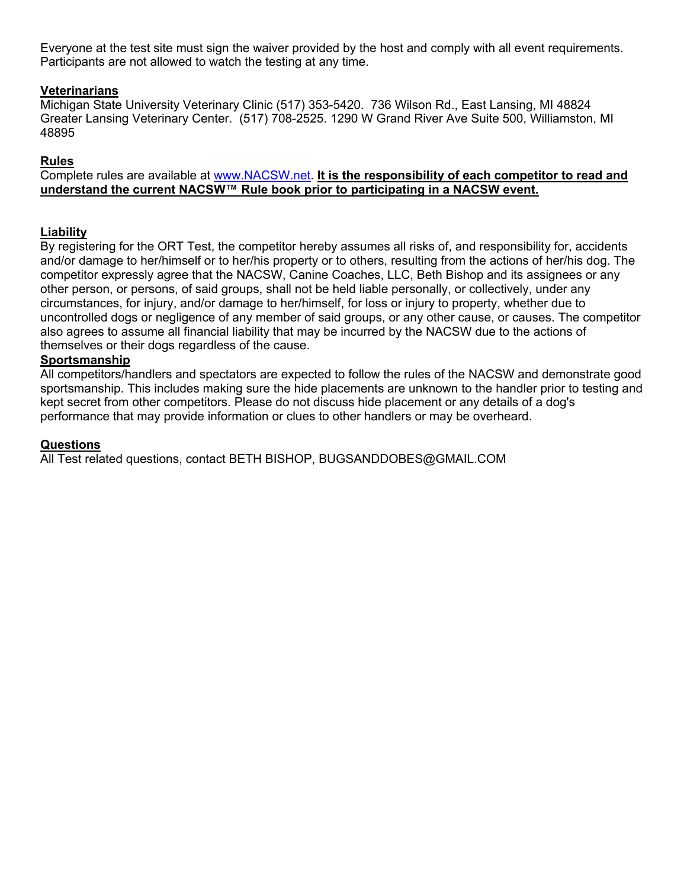Everyone at the test site must sign the waiver provided by the host and comply with all event requirements. Participants are not allowed to watch the testing at any time.

**Veterinarians**

Michigan State University Veterinary Clinic (517) 353-5420. 736 Wilson Rd., East Lansing, MI 48824
Greater Lansing Veterinary Center. (517) 708-2525. 1290 W Grand River Ave Suite 500, Williamston, MI 48895

**Rules**

Complete rules are available at [www.NACSW.net](http://www.NACSW.net). **It is the responsibility of each competitor to read and understand the current NACSW™ Rule book prior to participating in a NACSW event.**

**Liability**

By registering for the ORT Test, the competitor hereby assumes all risks of, and responsibility for, accidents and/or damage to her/himself or to her/his property or to others, resulting from the actions of her/his dog. The competitor expressly agree that the NACSW, Canine Coaches, LLC, Beth Bishop and its assignees or any other person, or persons, of said groups, shall not be held liable personally, or collectively, under any circumstances, for injury, and/or damage to her/himself, for loss or injury to property, whether due to uncontrolled dogs or negligence of any member of said groups, or any other cause, or causes. The competitor also agrees to assume all financial liability that may be incurred by the NACSW due to the actions of themselves or their dogs regardless of the cause.

**Sportsmanship**

All competitors/handlers and spectators are expected to follow the rules of the NACSW and demonstrate good sportsmanship. This includes making sure the hide placements are unknown to the handler prior to testing and kept secret from other competitors. Please do not discuss hide placement or any details of a dog's performance that may provide information or clues to other handlers or may be overheard.

**Questions**

All Test related questions, contact BETH BISHOP, BUGSANDDOBES@GMAIL.COM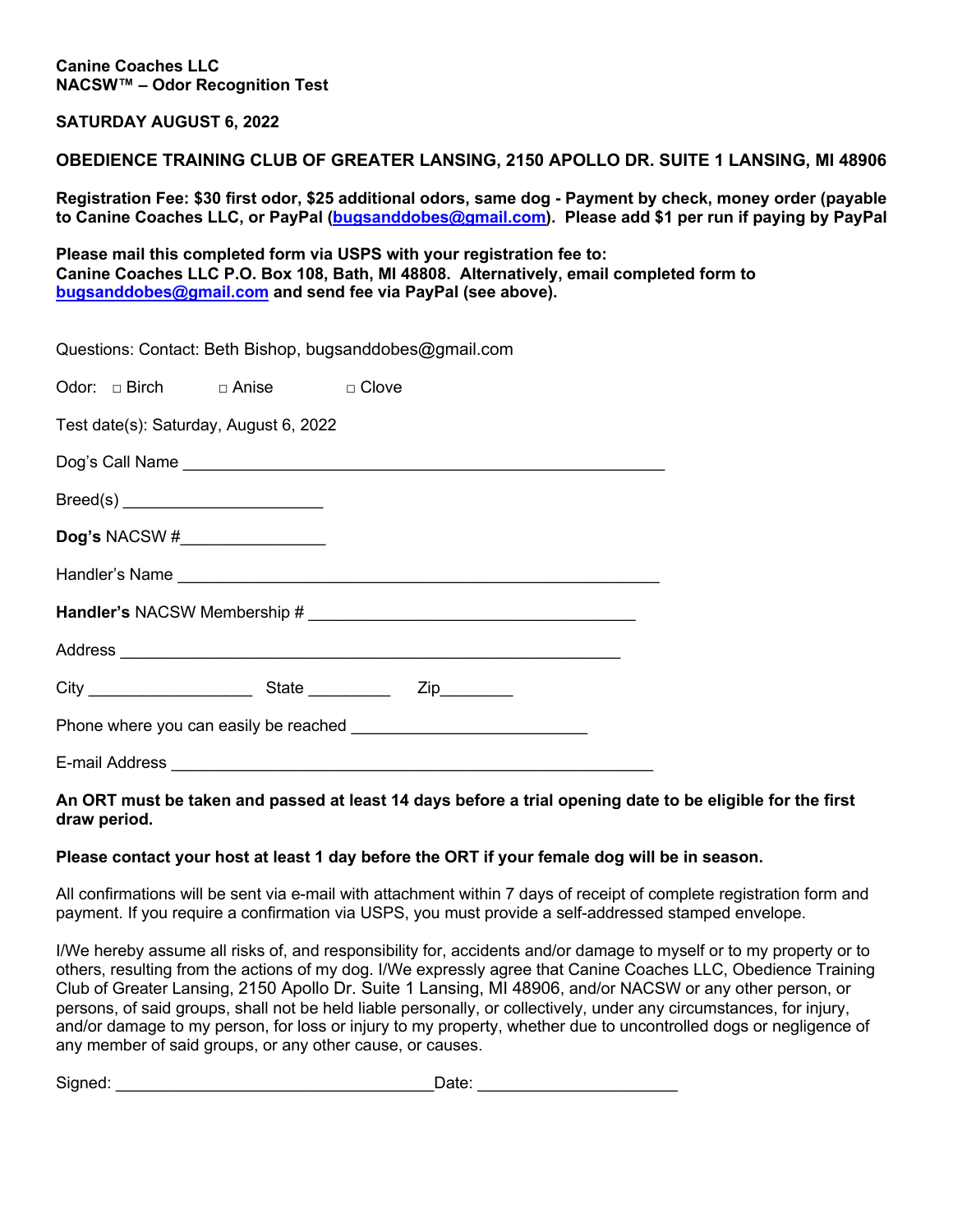**Canine Coaches LLC**
**NACSW™ – Odor Recognition Test**

**SATURDAY AUGUST 6, 2022**

**OBEDIENCE TRAINING CLUB OF GREATER LANSING, 2150 APOLLO DR. SUITE 1 LANSING, MI 48906**

**Registration Fee: $30 first odor, $25 additional odors, same dog - Payment by check, money order (payable to Canine Coaches LLC, or PayPal (bugsanddobes@gmail.com). Please add $1 per run if paying by PayPal**

**Please mail this completed form via USPS with your registration fee to:**
**Canine Coaches LLC P.O. Box 108, Bath, MI 48808. Alternatively, email completed form to bugsanddobes@gmail.com and send fee via PayPal (see above).**

Questions: Contact: Beth Bishop, bugsanddobes@gmail.com

Odor: □ Birch □ Anise □ Clove

Test date(s): Saturday, August 6, 2022

Dog's Call Name ____________________________________________________

Breed(s) ______________________

**Dog's** NACSW #________________

Handler's Name ____________________________________________________

**Handler's** NACSW Membership # ____________________________________

Address _______________________________________________________

City __________________ State _________ Zip________

Phone where you can easily be reached __________________________

E-mail Address ____________________________________________________

**An ORT must be taken and passed at least 14 days before a trial opening date to be eligible for the first draw period.**

**Please contact your host at least 1 day before the ORT if your female dog will be in season.**

All confirmations will be sent via e-mail with attachment within 7 days of receipt of complete registration form and payment. If you require a confirmation via USPS, you must provide a self-addressed stamped envelope.

I/We hereby assume all risks of, and responsibility for, accidents and/or damage to myself or to my property or to others, resulting from the actions of my dog. I/We expressly agree that Canine Coaches LLC, Obedience Training Club of Greater Lansing, 2150 Apollo Dr. Suite 1 Lansing, MI 48906, and/or NACSW or any other person, or persons, of said groups, shall not be held liable personally, or collectively, under any circumstances, for injury, and/or damage to my person, for loss or injury to my property, whether due to uncontrolled dogs or negligence of any member of said groups, or any other cause, or causes.

Signed: ___________________________________Date: _____________________